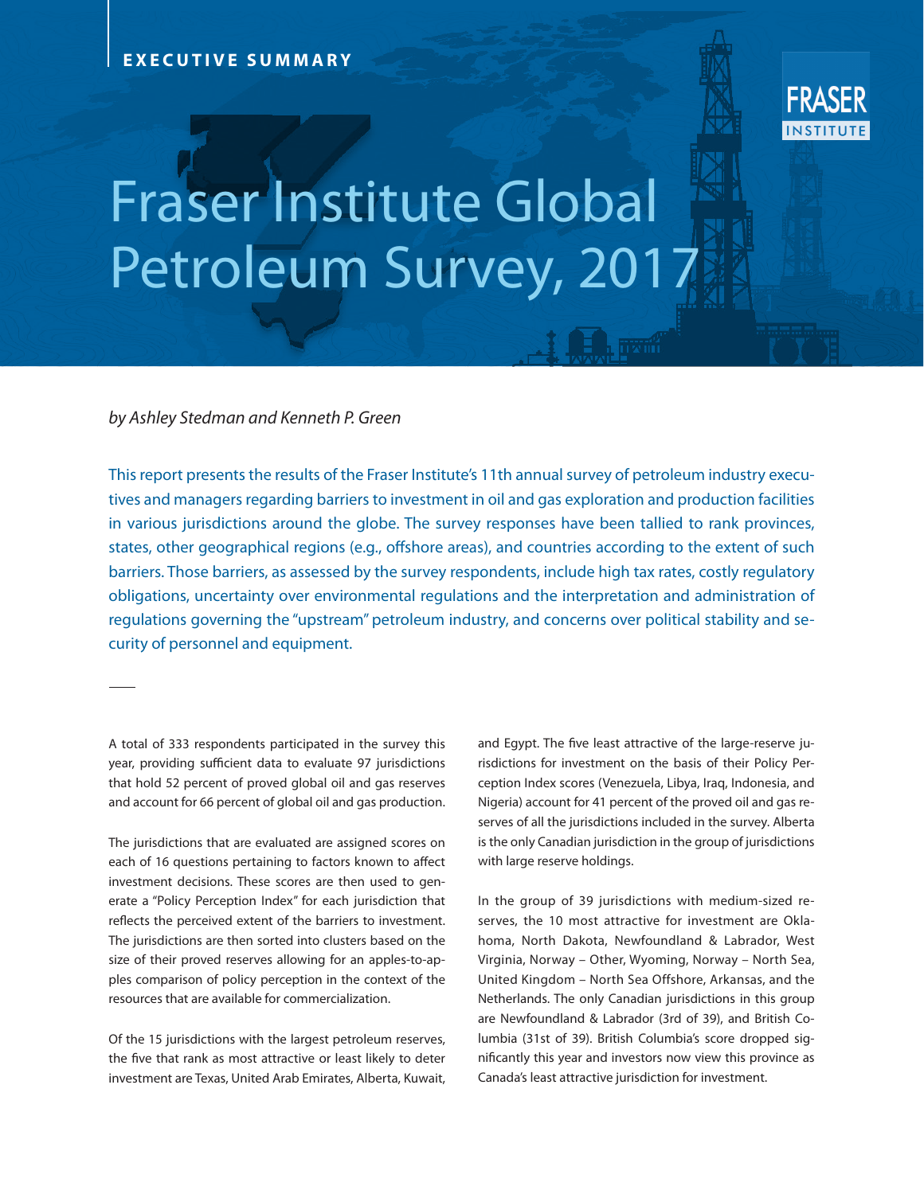EXECUTIVE SUMMARY

# Fraser Institute Global Petroleum Survey, 2017

*by Ashley Stedman and Kenneth P. Green*

This report presents the results of the Fraser Institute's 11th annual survey of petroleum industry executives and managers regarding barriers to investment in oil and gas exploration and production facilities in various jurisdictions around the globe. The survey responses have been tallied to rank provinces, states, other geographical regions (e.g., offshore areas), and countries according to the extent of such barriers. Those barriers, as assessed by the survey respondents, include high tax rates, costly regulatory obligations, uncertainty over environmental regulations and the interpretation and administration of regulations governing the "upstream" petroleum industry, and concerns over political stability and security of personnel and equipment.

A total of 333 respondents participated in the survey this year, providing sufficient data to evaluate 97 jurisdictions that hold 52 percent of proved global oil and gas reserves and account for 66 percent of global oil and gas production.

The jurisdictions that are evaluated are assigned scores on each of 16 questions pertaining to factors known to affect investment decisions. These scores are then used to generate a "Policy Perception Index" for each jurisdiction that reflects the perceived extent of the barriers to investment. The jurisdictions are then sorted into clusters based on the size of their proved reserves allowing for an apples-to-apples comparison of policy perception in the context of the resources that are available for commercialization.

Of the 15 jurisdictions with the largest petroleum reserves, the five that rank as most attractive or least likely to deter investment are Texas, United Arab Emirates, Alberta, Kuwait, and Egypt. The five least attractive of the large-reserve jurisdictions for investment on the basis of their Policy Perception Index scores (Venezuela, Libya, Iraq, Indonesia, and Nigeria) account for 41 percent of the proved oil and gas reserves of all the jurisdictions included in the survey. Alberta is the only Canadian jurisdiction in the group of jurisdictions with large reserve holdings.

In the group of 39 jurisdictions with medium-sized reserves, the 10 most attractive for investment are Oklahoma, North Dakota, Newfoundland & Labrador, West Virginia, Norway – Other, Wyoming, Norway – North Sea, United Kingdom – North Sea Offshore, Arkansas, and the Netherlands. The only Canadian jurisdictions in this group are Newfoundland & Labrador (3rd of 39), and British Columbia (31st of 39). British Columbia's score dropped significantly this year and investors now view this province as Canada's least attractive jurisdiction for investment.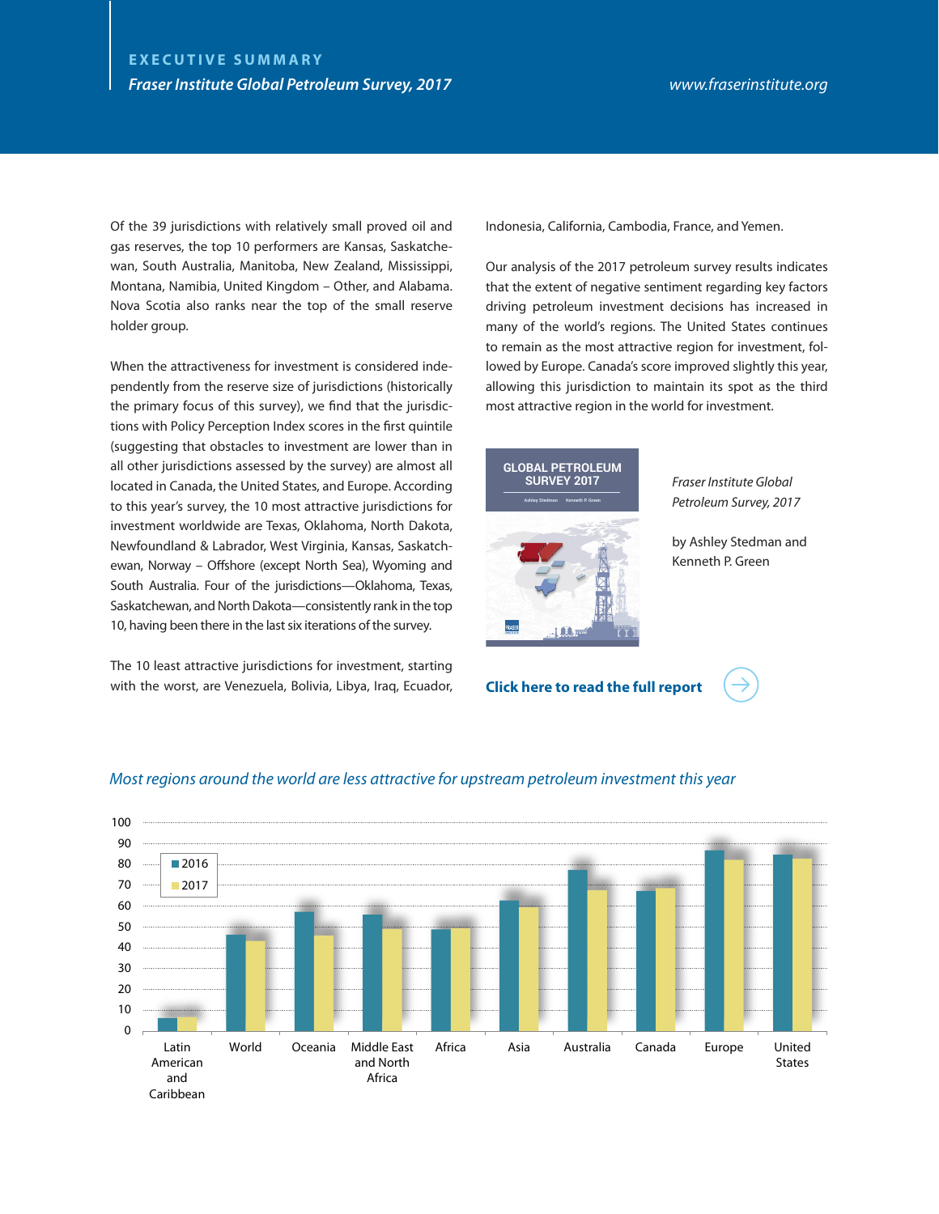EXECUTIVE SUMMARY

*Fraser Institute Global Petroleum Survey, 2017*

*www.fraserinstitute.org*

Of the 39 jurisdictions with relatively small proved oil and gas reserves, the top 10 performers are Kansas, Saskatchewan, South Australia, Manitoba, New Zealand, Mississippi, Montana, Namibia, United Kingdom – Other, and Alabama. Nova Scotia also ranks near the top of the small reserve holder group.

When the attractiveness for investment is considered independently from the reserve size of jurisdictions (historically the primary focus of this survey), we find that the jurisdictions with Policy Perception Index scores in the first quintile (suggesting that obstacles to investment are lower than in all other jurisdictions assessed by the survey) are almost all located in Canada, the United States, and Europe. According to this year's survey, the 10 most attractive jurisdictions for investment worldwide are Texas, Oklahoma, North Dakota, Newfoundland & Labrador, West Virginia, Kansas, Saskatchewan, Norway – Offshore (except North Sea), Wyoming and South Australia. Four of the jurisdictions—Oklahoma, Texas, Saskatchewan, and North Dakota—consistently rank in the top 10, having been there in the last six iterations of the survey.

The 10 least attractive jurisdictions for investment, starting with the worst, are Venezuela, Bolivia, Libya, Iraq, Ecuador, Indonesia, California, Cambodia, France, and Yemen.

Our analysis of the 2017 petroleum survey results indicates that the extent of negative sentiment regarding key factors driving petroleum investment decisions has increased in many of the world's regions. The United States continues to remain as the most attractive region for investment, followed by Europe. Canada's score improved slightly this year, allowing this jurisdiction to maintain its spot as the third most attractive region in the world for investment.

GLOBAL PETROLEUM SURVEY 2017

Ashley Stedman Kenneth P. Green

*Fraser Institute Global Petroleum Survey, 2017*

by Ashley Stedman and Kenneth P. Green

**Click here to read the full report**

*Most regions around the world are less attractive for upstream petroleum investment this year*

100
90
80
70
60
50
40
30
20
10
0

2016
2017

Latin American and Caribbean
World
Oceania
Middle East and North Africa
Africa
Asia
Australia
Canada
Europe
United States